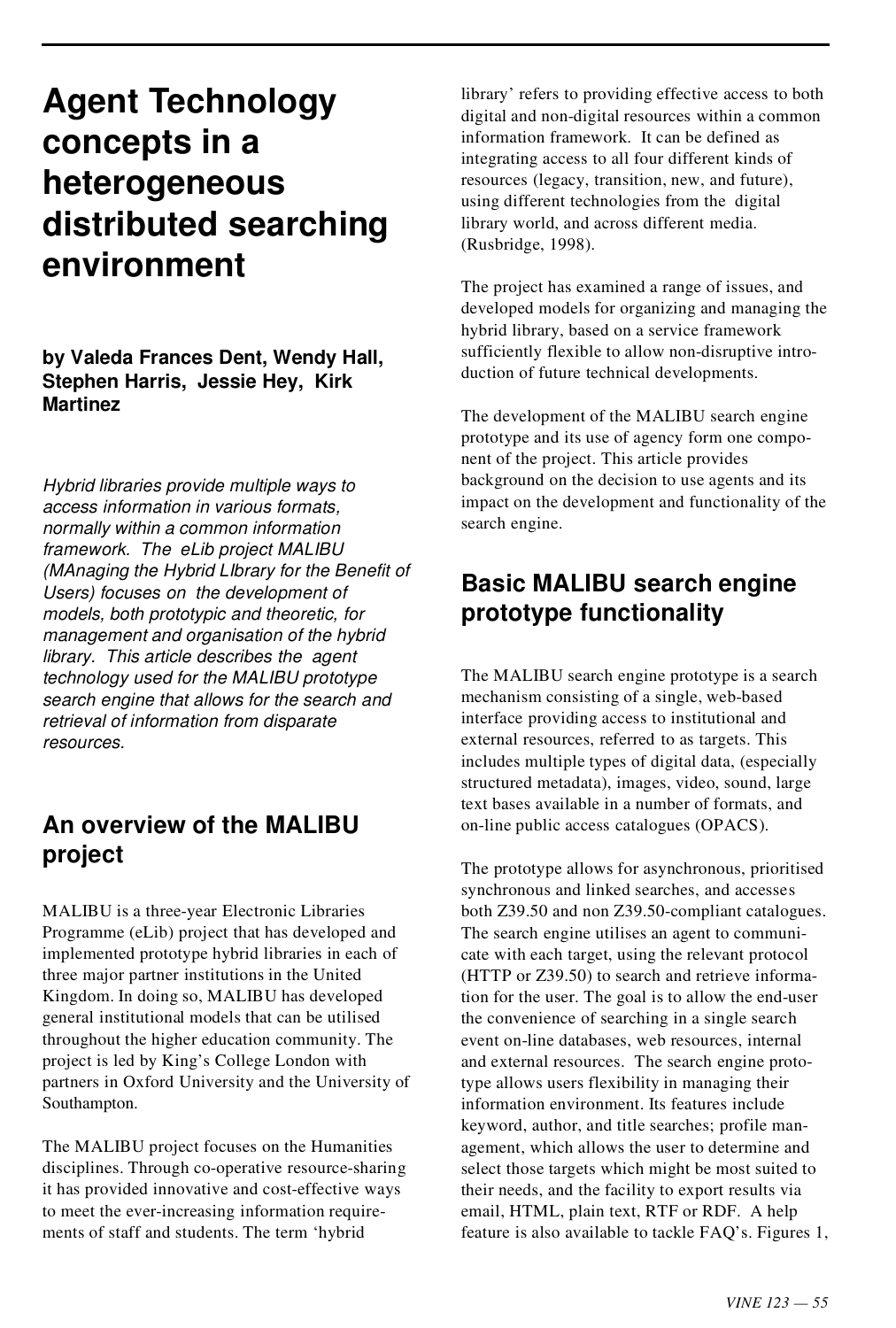# Agent Technology concepts in a heterogeneous distributed searching environment

**by Valeda Frances Dent, Wendy Hall, Stephen Harris, Jessie Hey, Kirk Martinez**

*Hybrid libraries provide multiple ways to access information in various formats, normally within a common information framework. The eLib project MALIBU (MAnaging the Hybrid LIbrary for the Benefit of Users) focuses on the development of models, both prototypic and theoretic, for management and organisation of the hybrid library. This article describes the agent technology used for the MALIBU prototype search engine that allows for the search and retrieval of information from disparate resources.*

## An overview of the MALIBU project

MALIBU is a three-year Electronic Libraries Programme (eLib) project that has developed and implemented prototype hybrid libraries in each of three major partner institutions in the United Kingdom. In doing so, MALIBU has developed general institutional models that can be utilised throughout the higher education community. The project is led by King's College London with partners in Oxford University and the University of Southampton.

The MALIBU project focuses on the Humanities disciplines. Through co-operative resource-sharing it has provided innovative and cost-effective ways to meet the ever-increasing information requirements of staff and students. The term 'hybrid library' refers to providing effective access to both digital and non-digital resources within a common information framework. It can be defined as integrating access to all four different kinds of resources (legacy, transition, new, and future), using different technologies from the digital library world, and across different media. (Rusbridge, 1998).

The project has examined a range of issues, and developed models for organizing and managing the hybrid library, based on a service framework sufficiently flexible to allow non-disruptive introduction of future technical developments.

The development of the MALIBU search engine prototype and its use of agency form one component of the project. This article provides background on the decision to use agents and its impact on the development and functionality of the search engine.

## Basic MALIBU search engine prototype functionality

The MALIBU search engine prototype is a search mechanism consisting of a single, web-based interface providing access to institutional and external resources, referred to as targets. This includes multiple types of digital data, (especially structured metadata), images, video, sound, large text bases available in a number of formats, and on-line public access catalogues (OPACS).

The prototype allows for asynchronous, prioritised synchronous and linked searches, and accesses both Z39.50 and non Z39.50-compliant catalogues. The search engine utilises an agent to communicate with each target, using the relevant protocol (HTTP or Z39.50) to search and retrieve information for the user. The goal is to allow the end-user the convenience of searching in a single search event on-line databases, web resources, internal and external resources. The search engine prototype allows users flexibility in managing their information environment. Its features include keyword, author, and title searches; profile management, which allows the user to determine and select those targets which might be most suited to their needs, and the facility to export results via email, HTML, plain text, RTF or RDF. A help feature is also available to tackle FAQ's. Figures 1,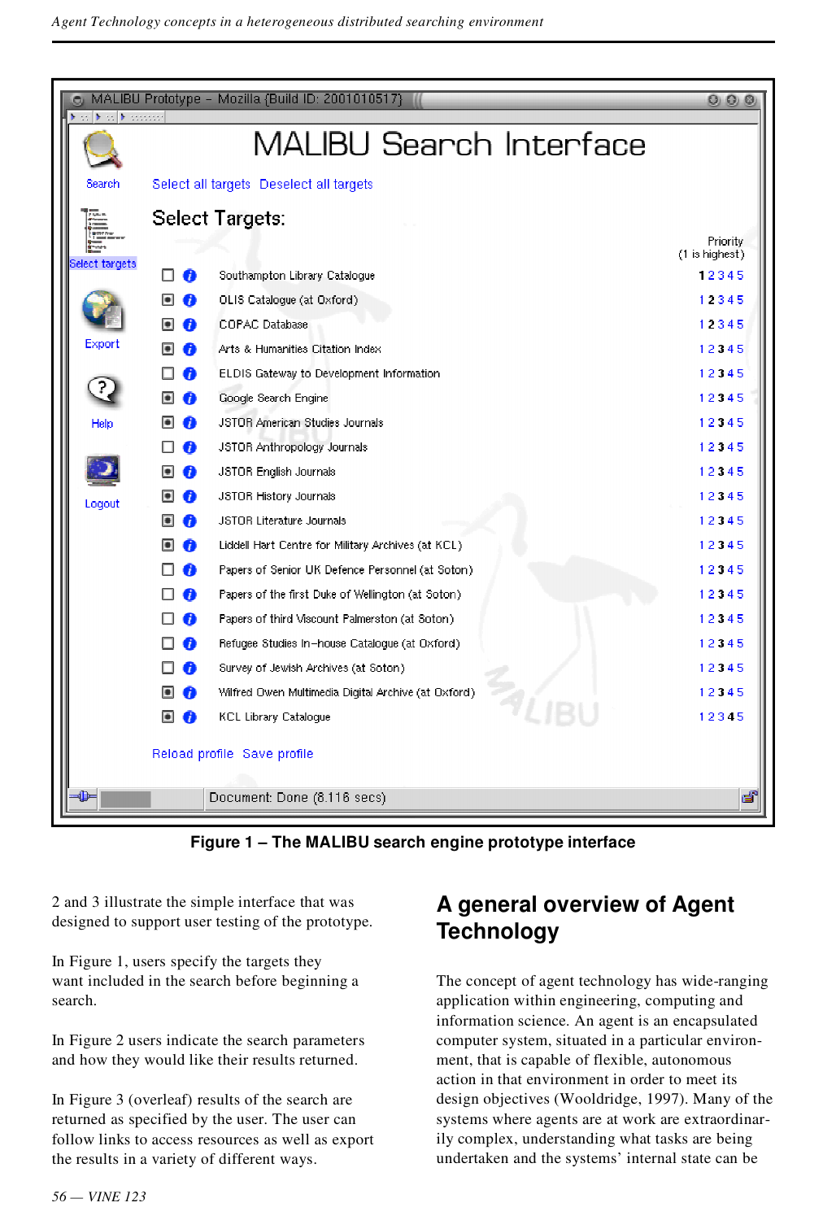Figure 1 – The MALIBU search engine prototype interface

2 and 3 illustrate the simple interface that was designed to support user testing of the prototype.

In Figure 1, users specify the targets they want included in the search before beginning a search.

In Figure 2 users indicate the search parameters and how they would like their results returned.

In Figure 3 (overleaf) results of the search are returned as specified by the user. The user can follow links to access resources as well as export the results in a variety of different ways.

## A general overview of Agent Technology

The concept of agent technology has wide-ranging application within engineering, computing and information science. An agent is an encapsulated computer system, situated in a particular environment, that is capable of flexible, autonomous action in that environment in order to meet its design objectives (Wooldridge, 1997). Many of the systems where agents are at work are extraordinarily complex, understanding what tasks are being undertaken and the systems' internal state can be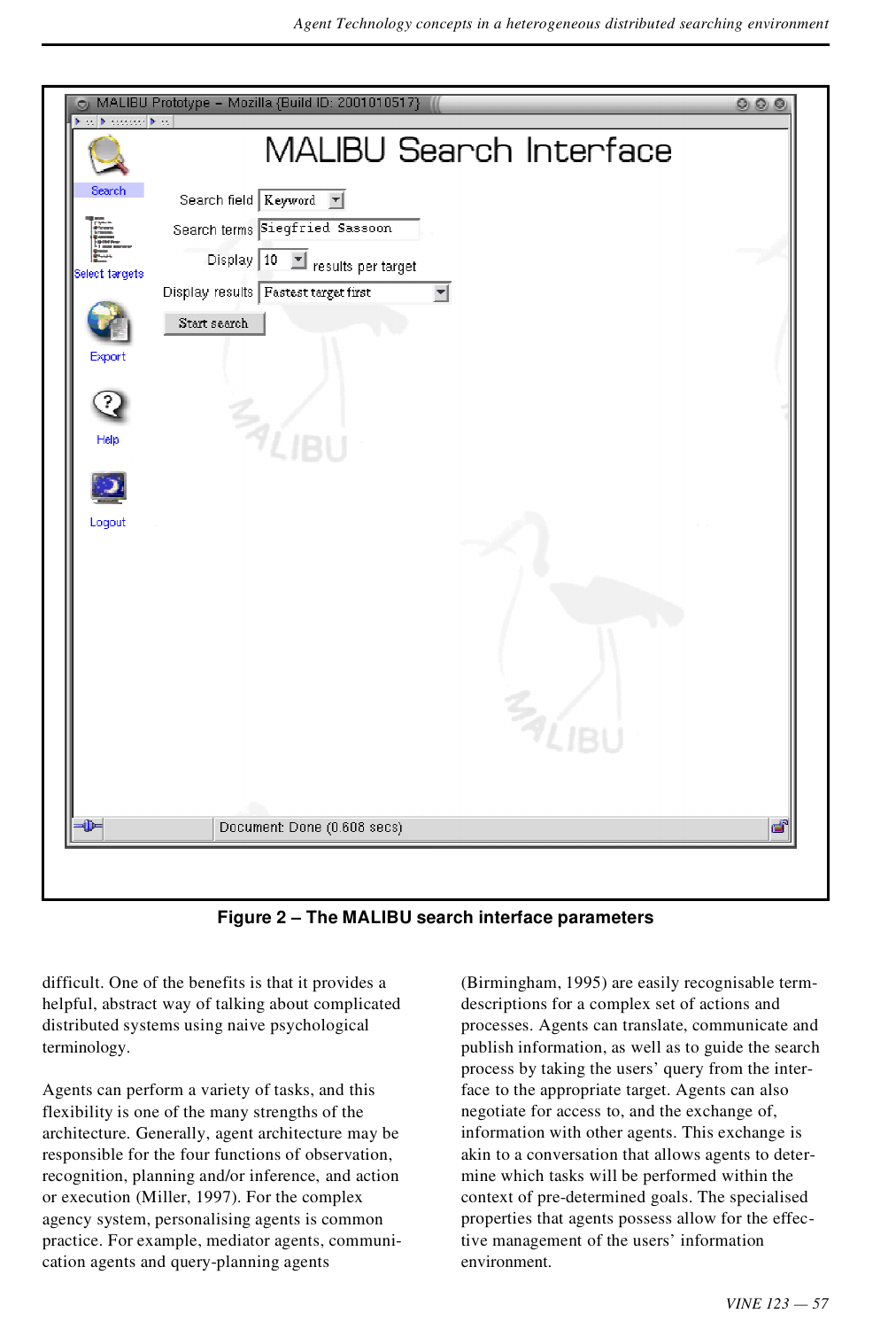Figure 2 – The MALIBU search interface parameters

difficult. One of the benefits is that it provides a helpful, abstract way of talking about complicated distributed systems using naive psychological terminology.

Agents can perform a variety of tasks, and this flexibility is one of the many strengths of the architecture. Generally, agent architecture may be responsible for the four functions of observation, recognition, planning and/or inference, and action or execution (Miller, 1997). For the complex agency system, personalising agents is common practice. For example, mediator agents, communication agents and query-planning agents (Birmingham, 1995) are easily recognisable term-descriptions for a complex set of actions and processes. Agents can translate, communicate and publish information, as well as to guide the search process by taking the users' query from the interface to the appropriate target. Agents can also negotiate for access to, and the exchange of, information with other agents. This exchange is akin to a conversation that allows agents to determine which tasks will be performed within the context of pre-determined goals. The specialised properties that agents possess allow for the effective management of the users' information environment.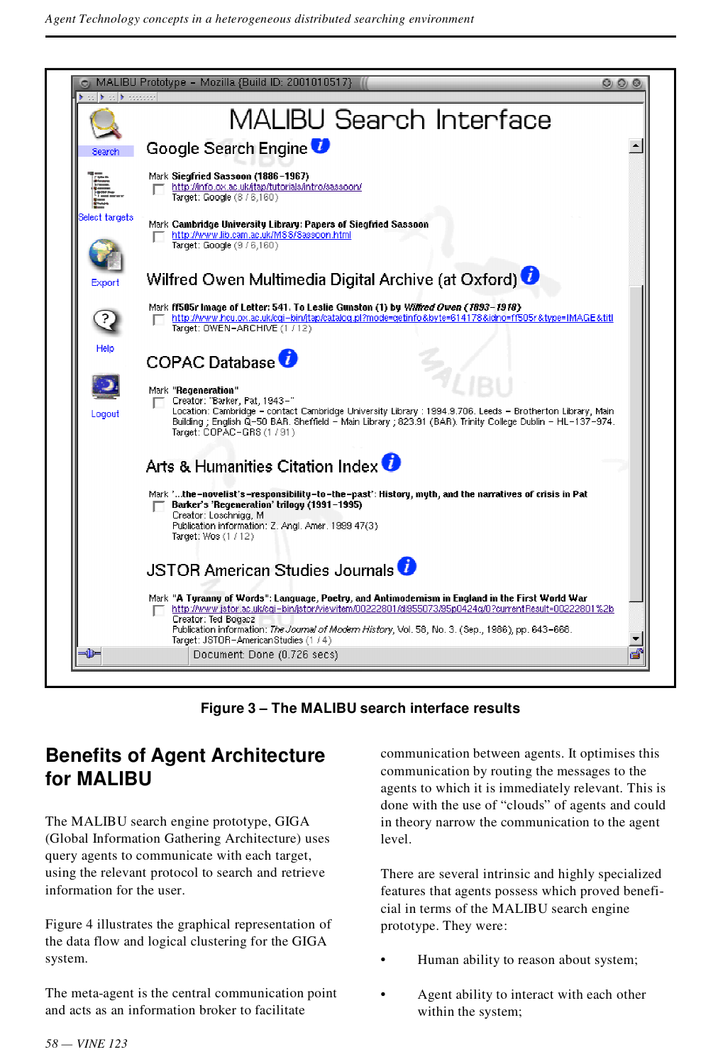**Figure 3 – The MALIBU search interface results**

## Benefits of Agent Architecture for MALIBU

The MALIBU search engine prototype, GIGA (Global Information Gathering Architecture) uses query agents to communicate with each target, using the relevant protocol to search and retrieve information for the user.

Figure 4 illustrates the graphical representation of the data flow and logical clustering for the GIGA system.

The meta-agent is the central communication point and acts as an information broker to facilitate communication between agents. It optimises this communication by routing the messages to the agents to which it is immediately relevant. This is done with the use of "clouds" of agents and could in theory narrow the communication to the agent level.

There are several intrinsic and highly specialized features that agents possess which proved beneficial in terms of the MALIBU search engine prototype. They were:

- Human ability to reason about system;
- Agent ability to interact with each other within the system;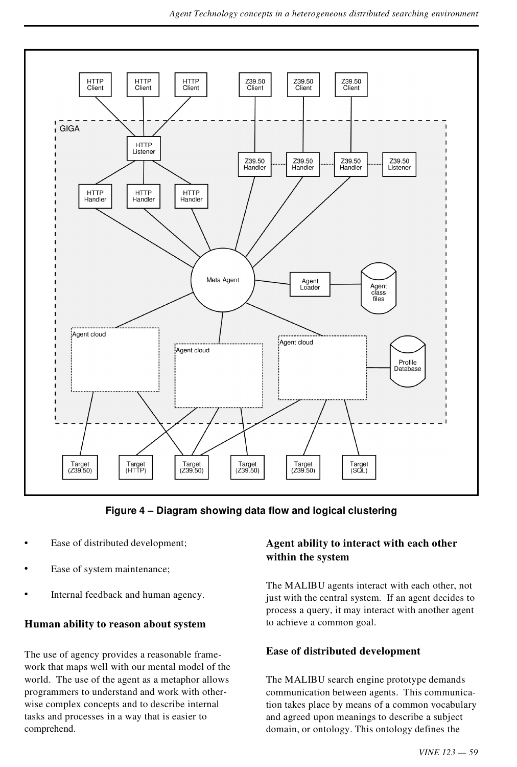**Figure 4 – Diagram showing data flow and logical clustering**

- Ease of distributed development;
- Ease of system maintenance;
- Internal feedback and human agency.

## Human ability to reason about system

The use of agency provides a reasonable framework that maps well with our mental model of the world. The use of the agent as a metaphor allows programmers to understand and work with otherwise complex concepts and to describe internal tasks and processes in a way that is easier to comprehend.

## Agent ability to interact with each other within the system

The MALIBU agents interact with each other, not just with the central system. If an agent decides to process a query, it may interact with another agent to achieve a common goal.

## Ease of distributed development

The MALIBU search engine prototype demands communication between agents. This communication takes place by means of a common vocabulary and agreed upon meanings to describe a subject domain, or ontology. This ontology defines the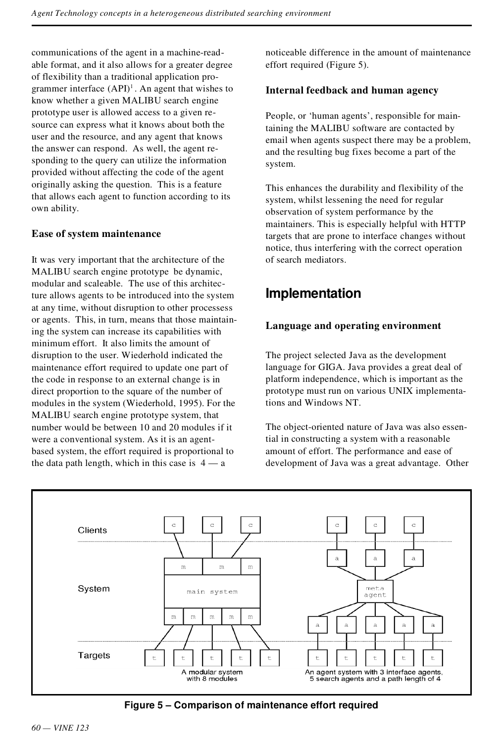communications of the agent in a machine-readable format, and it also allows for a greater degree of flexibility than a traditional application programmer interface (API)[1]. An agent that wishes to know whether a given MALIBU search engine prototype user is allowed access to a given resource can express what it knows about both the user and the resource, and any agent that knows the answer can respond. As well, the agent responding to the query can utilize the information provided without affecting the code of the agent originally asking the question. This is a feature that allows each agent to function according to its own ability.

### Ease of system maintenance

It was very important that the architecture of the MALIBU search engine prototype be dynamic, modular and scaleable. The use of this architecture allows agents to be introduced into the system at any time, without disruption to other processess or agents. This, in turn, means that those maintaining the system can increase its capabilities with minimum effort. It also limits the amount of disruption to the user. Wiederhold indicated the maintenance effort required to update one part of the code in response to an external change is in direct proportion to the square of the number of modules in the system (Wiederhold, 1995). For the MALIBU search engine prototype system, that number would be between 10 and 20 modules if it were a conventional system. As it is an agent-based system, the effort required is proportional to the data path length, which in this case is 4 — a noticeable difference in the amount of maintenance effort required (Figure 5).

### Internal feedback and human agency

People, or 'human agents', responsible for maintaining the MALIBU software are contacted by email when agents suspect there may be a problem, and the resulting bug fixes become a part of the system.

This enhances the durability and flexibility of the system, whilst lessening the need for regular observation of system performance by the maintainers. This is especially helpful with HTTP targets that are prone to interface changes without notice, thus interfering with the correct operation of search mediators.

## Implementation

### Language and operating environment

The project selected Java as the development language for GIGA. Java provides a great deal of platform independence, which is important as the prototype must run on various UNIX implementations and Windows NT.

The object-oriented nature of Java was also essential in constructing a system with a reasonable amount of effort. The performance and ease of development of Java was a great advantage. Other

**Figure 5 – Comparison of maintenance effort required**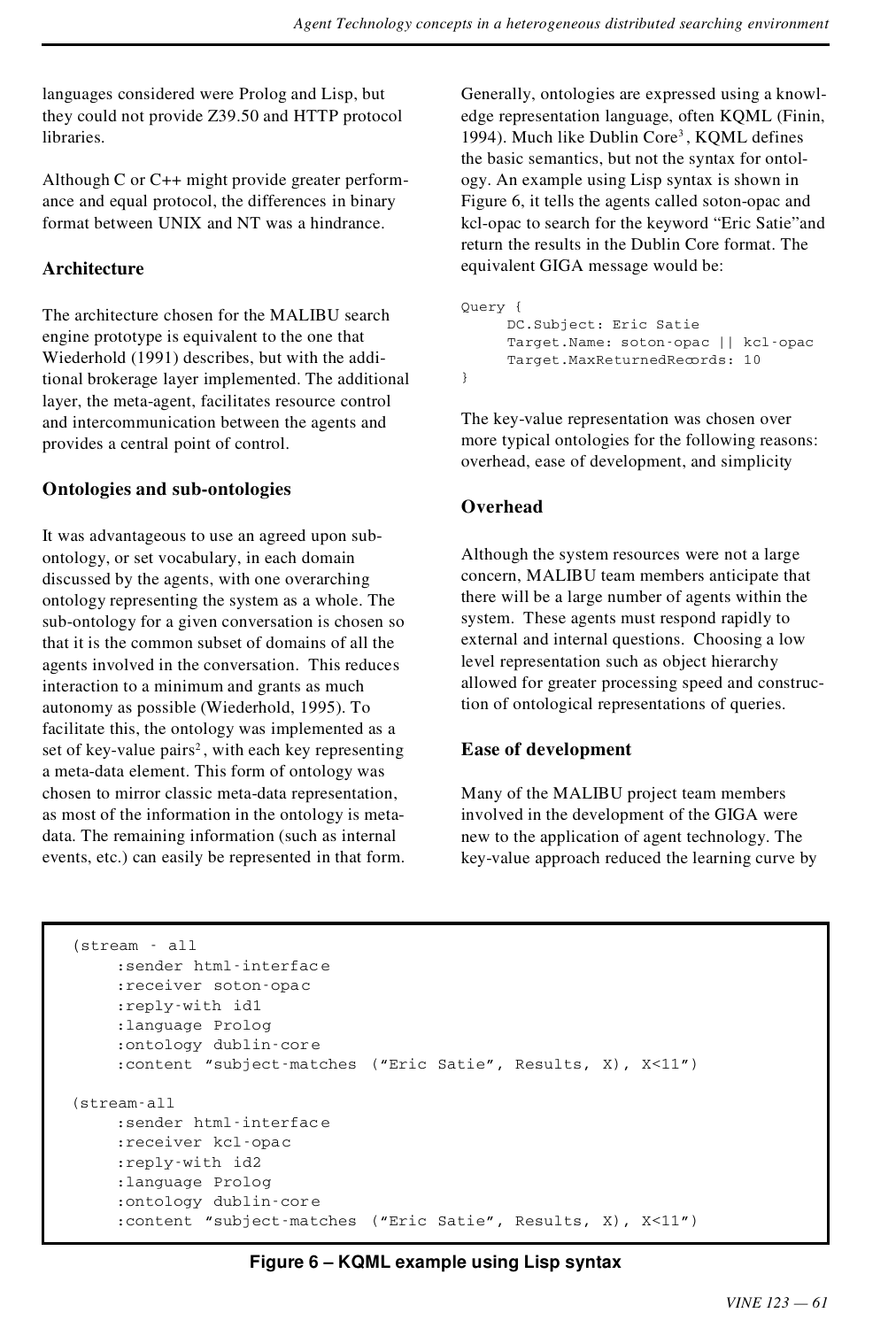languages considered were Prolog and Lisp, but they could not provide Z39.50 and HTTP protocol libraries.

Although C or C++ might provide greater performance and equal protocol, the differences in binary format between UNIX and NT was a hindrance.

## Architecture

The architecture chosen for the MALIBU search engine prototype is equivalent to the one that Wiederhold (1991) describes, but with the additional brokerage layer implemented. The additional layer, the meta-agent, facilitates resource control and intercommunication between the agents and provides a central point of control.

## Ontologies and sub-ontologies

It was advantageous to use an agreed upon sub-ontology, or set vocabulary, in each domain discussed by the agents, with one overarching ontology representing the system as a whole. The sub-ontology for a given conversation is chosen so that it is the common subset of domains of all the agents involved in the conversation. This reduces interaction to a minimum and grants as much autonomy as possible (Wiederhold, 1995). To facilitate this, the ontology was implemented as a set of key-value pairs[2], with each key representing a meta-data element. This form of ontology was chosen to mirror classic meta-data representation, as most of the information in the ontology is meta-data. The remaining information (such as internal events, etc.) can easily be represented in that form.

Generally, ontologies are expressed using a knowledge representation language, often KQML (Finin, 1994). Much like Dublin Core[3], KQML defines the basic semantics, but not the syntax for ontology. An example using Lisp syntax is shown in Figure 6, it tells the agents called soton-opac and kcl-opac to search for the keyword "Eric Satie"and return the results in the Dublin Core format. The equivalent GIGA message would be:

```
Query {
     DC.Subject: Eric Satie
     Target.Name: soton-opac || kcl-opac
     Target.MaxReturnedRecords: 10
}
```

The key-value representation was chosen over more typical ontologies for the following reasons: overhead, ease of development, and simplicity

## Overhead

Although the system resources were not a large concern, MALIBU team members anticipate that there will be a large number of agents within the system. These agents must respond rapidly to external and internal questions. Choosing a low level representation such as object hierarchy allowed for greater processing speed and construction of ontological representations of queries.

## Ease of development

Many of the MALIBU project team members involved in the development of the GIGA were new to the application of agent technology. The key-value approach reduced the learning curve by

```
(stream - all
     :sender html-interface
     :receiver soton-opac
     :reply-with id1
     :language Prolog
     :ontology dublin-core
     :content "subject-matches ("Eric Satie", Results, X), X<11")

(stream-all
     :sender html-interface
     :receiver kcl-opac
     :reply-with id2
     :language Prolog
     :ontology dublin-core
     :content "subject-matches ("Eric Satie", Results, X), X<11")
```

**Figure 6 – KQML example using Lisp syntax**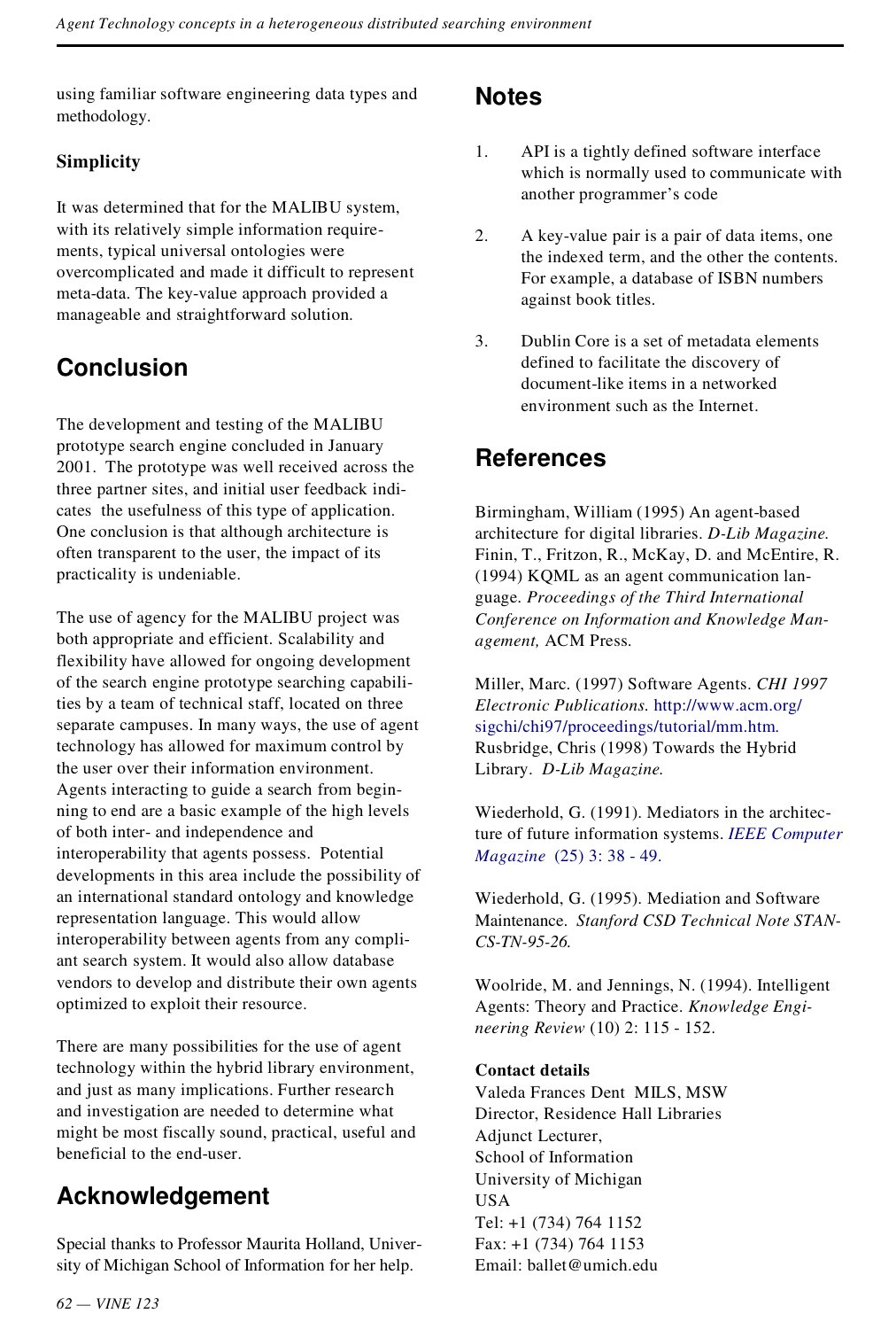using familiar software engineering data types and methodology.

**Simplicity**

It was determined that for the MALIBU system, with its relatively simple information requirements, typical universal ontologies were overcomplicated and made it difficult to represent meta-data. The key-value approach provided a manageable and straightforward solution.

## Conclusion

The development and testing of the MALIBU prototype search engine concluded in January 2001. The prototype was well received across the three partner sites, and initial user feedback indicates the usefulness of this type of application. One conclusion is that although architecture is often transparent to the user, the impact of its practicality is undeniable.

The use of agency for the MALIBU project was both appropriate and efficient. Scalability and flexibility have allowed for ongoing development of the search engine prototype searching capabilities by a team of technical staff, located on three separate campuses. In many ways, the use of agent technology has allowed for maximum control by the user over their information environment. Agents interacting to guide a search from beginning to end are a basic example of the high levels of both inter- and independence and interoperability that agents possess. Potential developments in this area include the possibility of an international standard ontology and knowledge representation language. This would allow interoperability between agents from any compliant search system. It would also allow database vendors to develop and distribute their own agents optimized to exploit their resource.

There are many possibilities for the use of agent technology within the hybrid library environment, and just as many implications. Further research and investigation are needed to determine what might be most fiscally sound, practical, useful and beneficial to the end-user.

## Acknowledgement

Special thanks to Professor Maurita Holland, University of Michigan School of Information for her help.

## Notes

1. API is a tightly defined software interface which is normally used to communicate with another programmer's code

2. A key-value pair is a pair of data items, one the indexed term, and the other the contents. For example, a database of ISBN numbers against book titles.

3. Dublin Core is a set of metadata elements defined to facilitate the discovery of document-like items in a networked environment such as the Internet.

## References

Birmingham, William (1995) An agent-based architecture for digital libraries. *D-Lib Magazine.*
Finin, T., Fritzon, R., McKay, D. and McEntire, R. (1994) KQML as an agent communication language. *Proceedings of the Third International Conference on Information and Knowledge Management,* ACM Press.

Miller, Marc. (1997) Software Agents. *CHI 1997 Electronic Publications.* http://www.acm.org/sigchi/chi97/proceedings/tutorial/mm.htm.
Rusbridge, Chris (1998) Towards the Hybrid Library. *D-Lib Magazine.*

Wiederhold, G. (1991). Mediators in the architecture of future information systems. *IEEE Computer Magazine* (25) 3: 38 - 49.

Wiederhold, G. (1995). Mediation and Software Maintenance. *Stanford CSD Technical Note STAN-CS-TN-95-26.*

Woolride, M. and Jennings, N. (1994). Intelligent Agents: Theory and Practice. *Knowledge Engineering Review* (10) 2: 115 - 152.

**Contact details**
Valeda Frances Dent MILS, MSW
Director, Residence Hall Libraries
Adjunct Lecturer,
School of Information
University of Michigan
USA
Tel: +1 (734) 764 1152
Fax: +1 (734) 764 1153
Email: ballet@umich.edu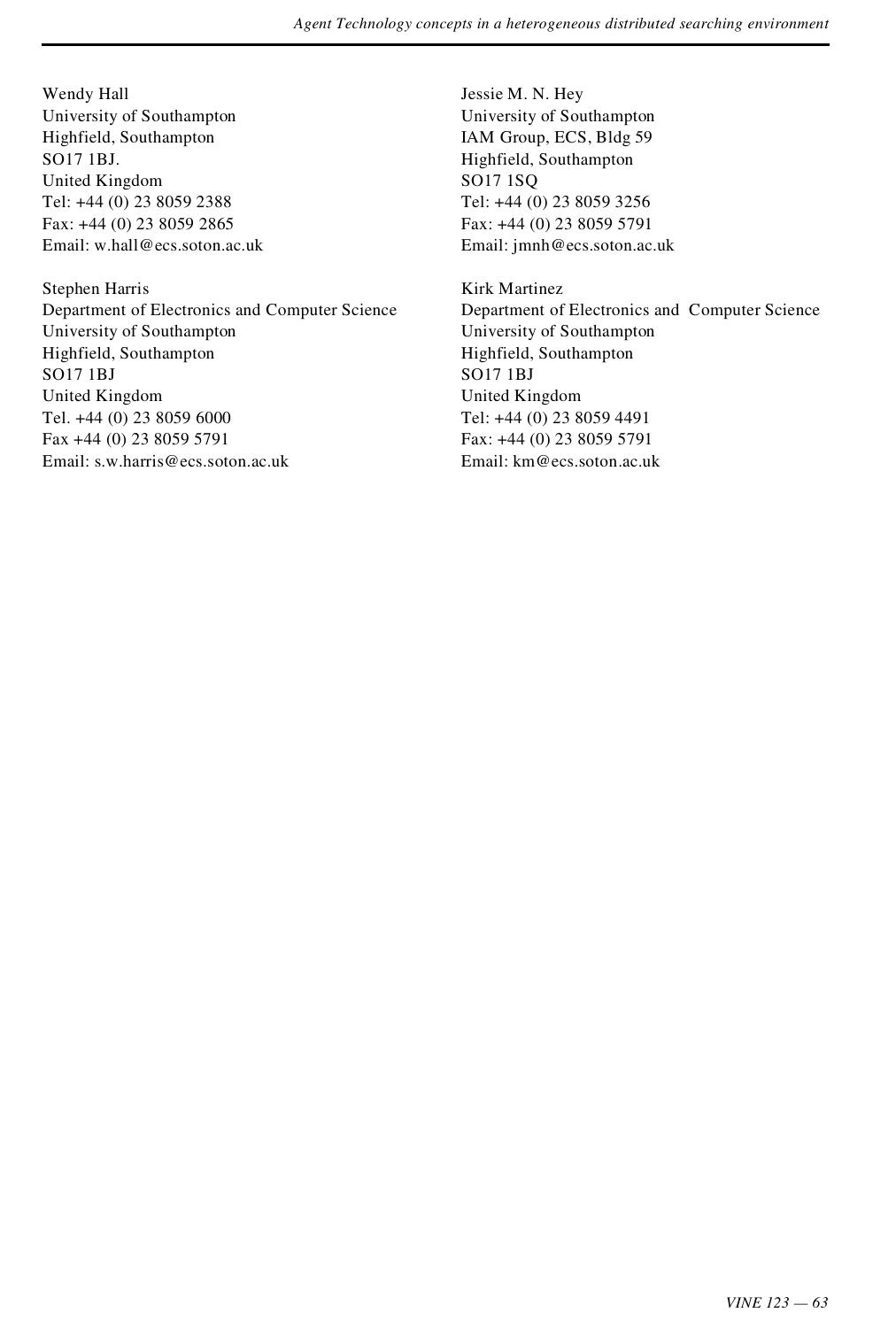Wendy Hall
University of Southampton
Highfield, Southampton
SO17 1BJ.
United Kingdom
Tel: +44 (0) 23 8059 2388
Fax: +44 (0) 23 8059 2865
Email: w.hall@ecs.soton.ac.uk

Stephen Harris
Department of Electronics and Computer Science
University of Southampton
Highfield, Southampton
SO17 1BJ
United Kingdom
Tel. +44 (0) 23 8059 6000
Fax +44 (0) 23 8059 5791
Email: s.w.harris@ecs.soton.ac.uk

Jessie M. N. Hey
University of Southampton
IAM Group, ECS, Bldg 59
Highfield, Southampton
SO17 1SQ
Tel: +44 (0) 23 8059 3256
Fax: +44 (0) 23 8059 5791
Email: jmnh@ecs.soton.ac.uk

Kirk Martinez
Department of Electronics and Computer Science
University of Southampton
Highfield, Southampton
SO17 1BJ
United Kingdom
Tel: +44 (0) 23 8059 4491
Fax: +44 (0) 23 8059 5791
Email: km@ecs.soton.ac.uk